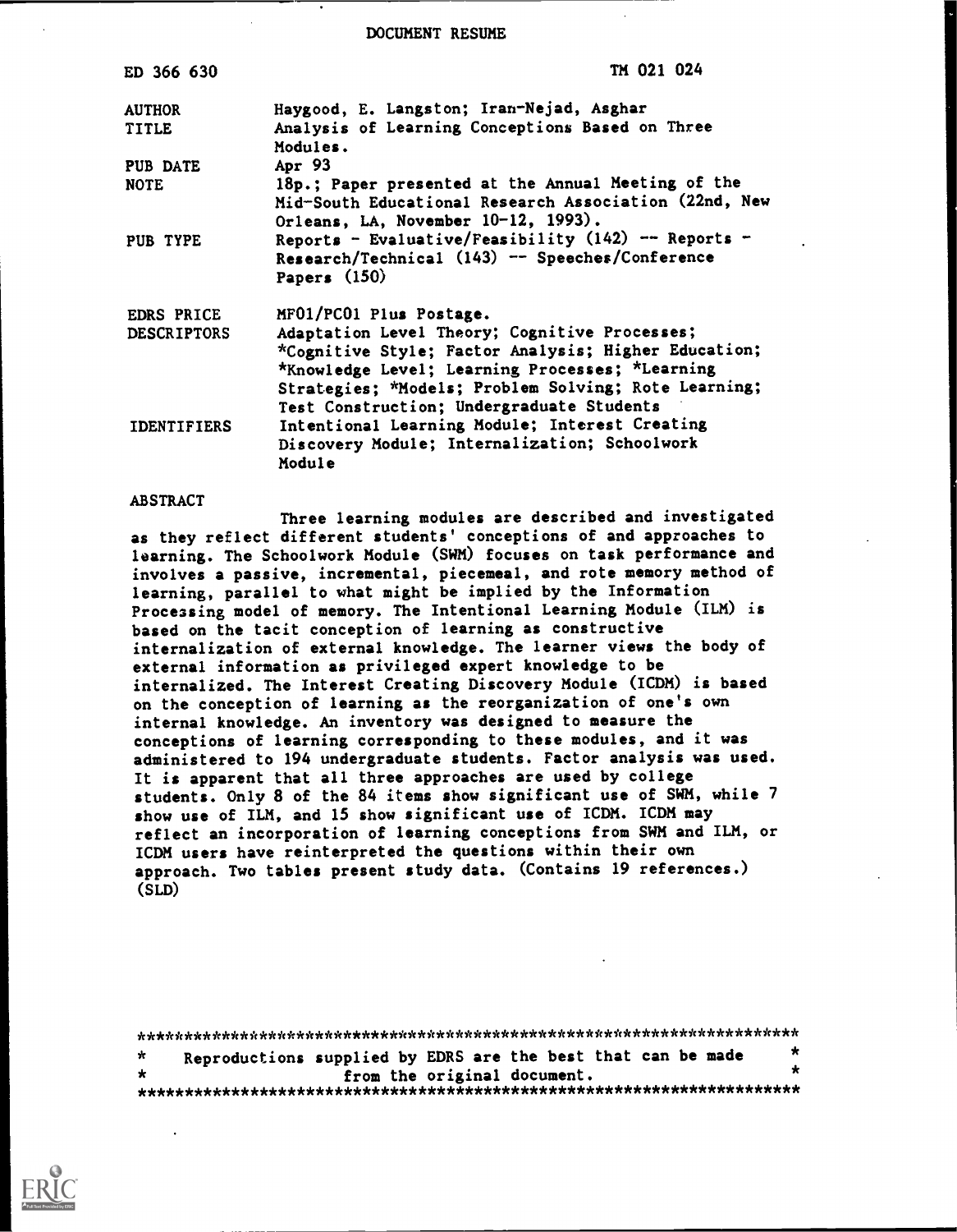DOCUMENT RESUME

| | |
|---|---|
| ED 366 630 | TM 021 024 |
| AUTHOR | Haygood, E. Langston; Iran-Nejad, Asghar |
| TITLE | Analysis of Learning Conceptions Based on Three Modules. |
| PUB DATE | Apr 93 |
| NOTE | 18p.; Paper presented at the Annual Meeting of the Mid-South Educational Research Association (22nd, New Orleans, LA, November 10-12, 1993). |
| PUB TYPE | Reports - Evaluative/Feasibility (142) -- Reports - Research/Technical (143) -- Speeches/Conference Papers (150) |
| EDRS PRICE | MF01/PC01 Plus Postage. |
| DESCRIPTORS | Adaptation Level Theory; Cognitive Processes; *Cognitive Style; Factor Analysis; Higher Education; *Knowledge Level; Learning Processes; *Learning Strategies; *Models; Problem Solving; Rote Learning; Test Construction; Undergraduate Students |
| IDENTIFIERS | Intentional Learning Module; Interest Creating Discovery Module; Internalization; Schoolwork Module |

ABSTRACT

Three learning modules are described and investigated as they reflect different students' conceptions of and approaches to learning. The Schoolwork Module (SWM) focuses on task performance and involves a passive, incremental, piecemeal, and rote memory method of learning, parallel to what might be implied by the Information Processing model of memory. The Intentional Learning Module (ILM) is based on the tacit conception of learning as constructive internalization of external knowledge. The learner views the body of external information as privileged expert knowledge to be internalized. The Interest Creating Discovery Module (ICDM) is based on the conception of learning as the reorganization of one's own internal knowledge. An inventory was designed to measure the conceptions of learning corresponding to these modules, and it was administered to 194 undergraduate students. Factor analysis was used. It is apparent that all three approaches are used by college students. Only 8 of the 84 items show significant use of SWM, while 7 show use of ILM, and 15 show significant use of ICDM. ICDM may reflect an incorporation of learning conceptions from SWM and ILM, or ICDM users have reinterpreted the questions within their own approach. Two tables present study data. (Contains 19 references.) (SLD)

***********************************************************************
* Reproductions supplied by EDRS are the best that can be made *
* from the original document. *
***********************************************************************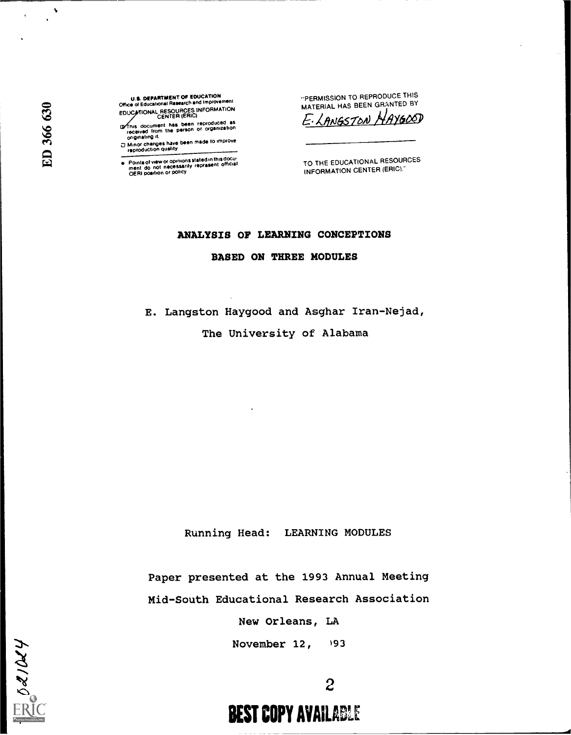U.S. DEPARTMENT OF EDUCATION
Office of Educational Research and Improvement
EDUCATIONAL RESOURCES INFORMATION CENTER (ERIC)

- This document has been reproduced as received from the person or organization originating it.
- Minor changes have been made to improve reproduction quality

- Points of view or opinions stated in this document do not necessarily represent official OERI position or policy

"PERMISSION TO REPRODUCE THIS MATERIAL HAS BEEN GRANTED BY

E. LANGSTON HAYGOOD

TO THE EDUCATIONAL RESOURCES INFORMATION CENTER (ERIC)."

ED 366 630

# ANALYSIS OF LEARNING CONCEPTIONS BASED ON THREE MODULES

E. Langston Haygood and Asghar Iran-Nejad,

The University of Alabama

Running Head: LEARNING MODULES

Paper presented at the 1993 Annual Meeting

Mid-South Educational Research Association

New Orleans, LA

November 12, 1993

021024

BEST COPY AVAILABLE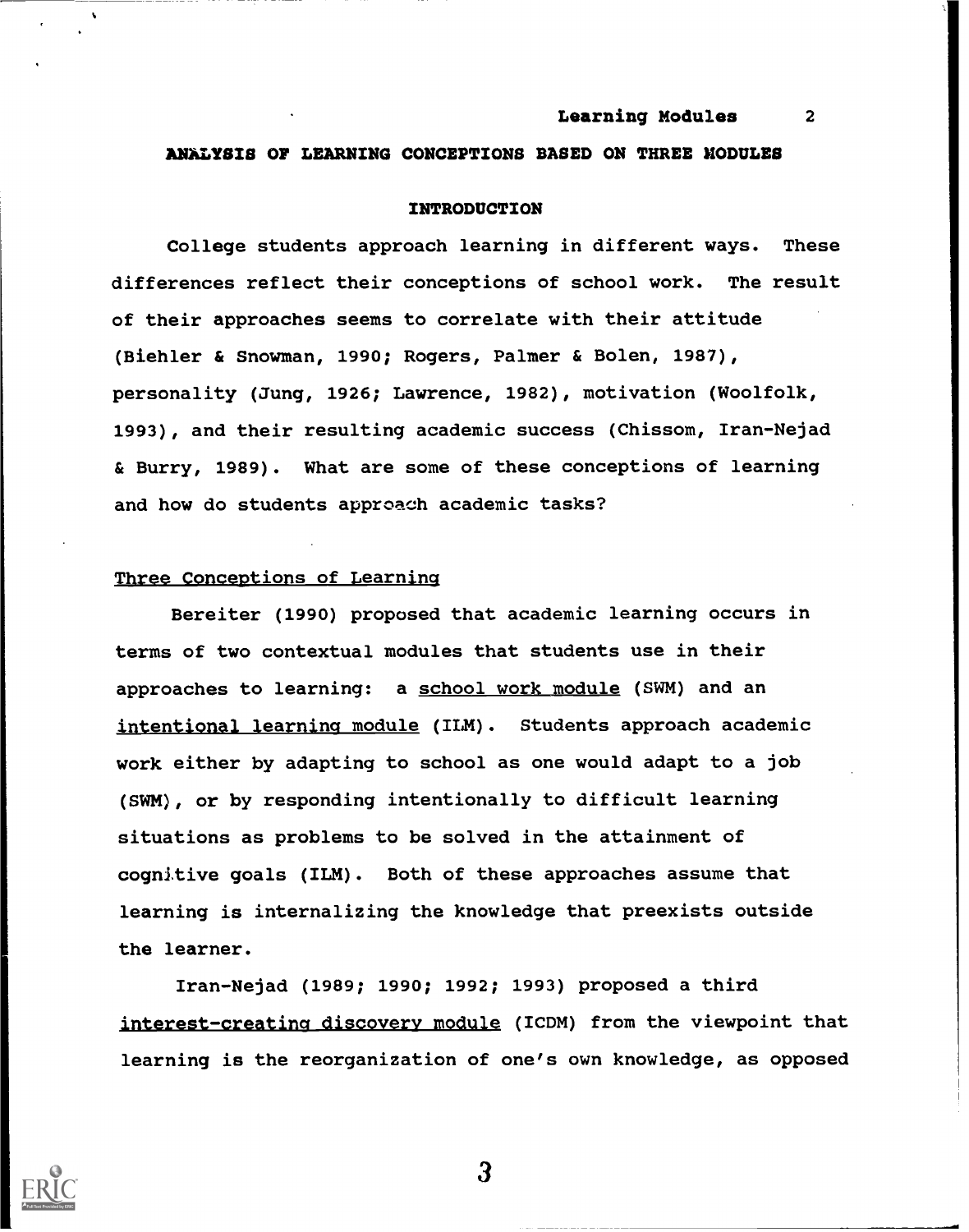## ANALYSIS OF LEARNING CONCEPTIONS BASED ON THREE MODULES

### INTRODUCTION

College students approach learning in different ways. These differences reflect their conceptions of school work. The result of their approaches seems to correlate with their attitude (Biehler & Snowman, 1990; Rogers, Palmer & Bolen, 1987), personality (Jung, 1926; Lawrence, 1982), motivation (Woolfolk, 1993), and their resulting academic success (Chissom, Iran-Nejad & Burry, 1989). What are some of these conceptions of learning and how do students approach academic tasks?

#### Three Conceptions of Learning

Bereiter (1990) proposed that academic learning occurs in terms of two contextual modules that students use in their approaches to learning: a school work module (SWM) and an intentional learning module (ILM). Students approach academic work either by adapting to school as one would adapt to a job (SWM), or by responding intentionally to difficult learning situations as problems to be solved in the attainment of cognitive goals (ILM). Both of these approaches assume that learning is internalizing the knowledge that preexists outside the learner.

Iran-Nejad (1989; 1990; 1992; 1993) proposed a third interest-creating discovery module (ICDM) from the viewpoint that learning is the reorganization of one's own knowledge, as opposed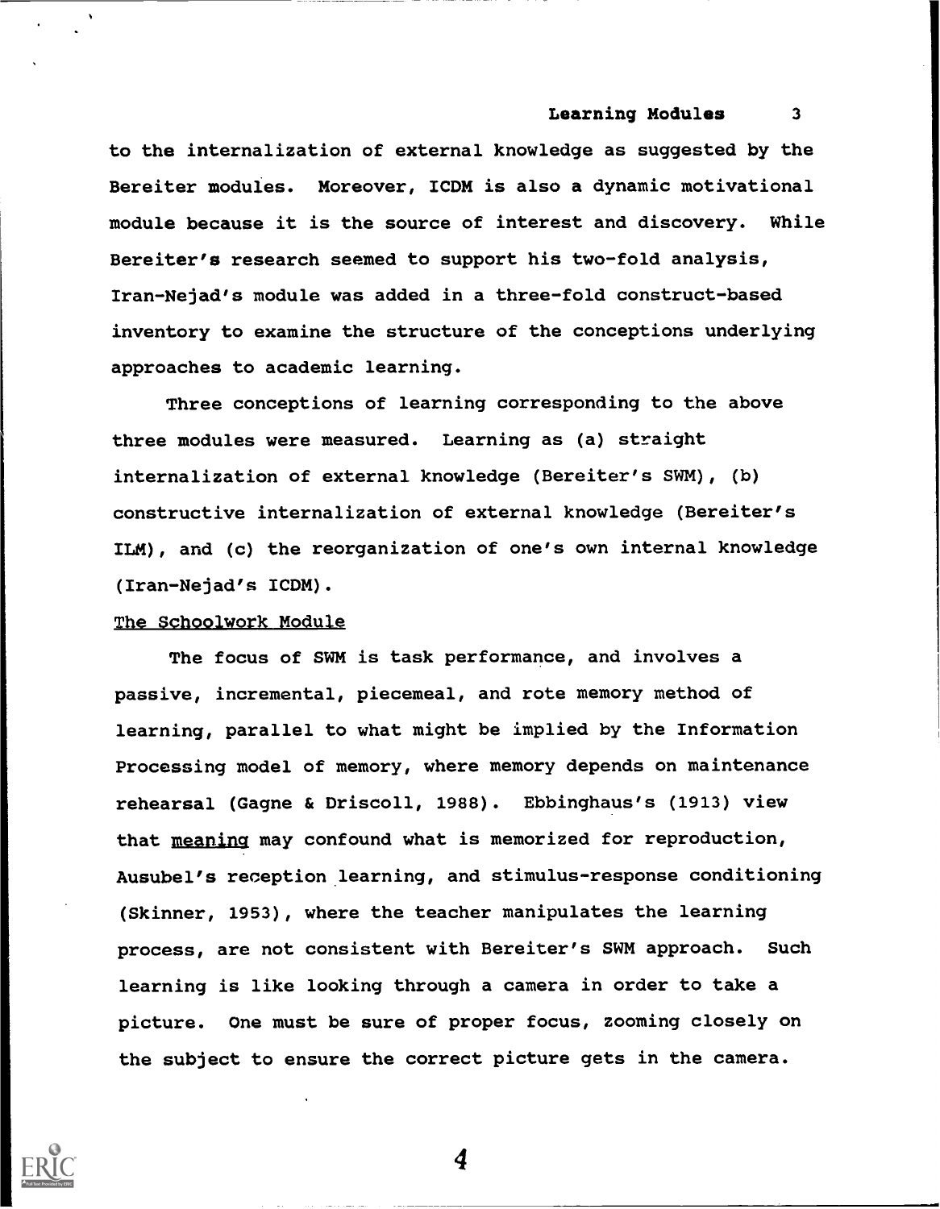to the internalization of external knowledge as suggested by the Bereiter modules. Moreover, ICDM is also a dynamic motivational module because it is the source of interest and discovery. While Bereiter's research seemed to support his two-fold analysis, Iran-Nejad's module was added in a three-fold construct-based inventory to examine the structure of the conceptions underlying approaches to academic learning.

Three conceptions of learning corresponding to the above three modules were measured. Learning as (a) straight internalization of external knowledge (Bereiter's SWM), (b) constructive internalization of external knowledge (Bereiter's ILM), and (c) the reorganization of one's own internal knowledge (Iran-Nejad's ICDM).

### The Schoolwork Module

The focus of SWM is task performance, and involves a passive, incremental, piecemeal, and rote memory method of learning, parallel to what might be implied by the Information Processing model of memory, where memory depends on maintenance rehearsal (Gagne & Driscoll, 1988). Ebbinghaus's (1913) view that meaning may confound what is memorized for reproduction, Ausubel's reception learning, and stimulus-response conditioning (Skinner, 1953), where the teacher manipulates the learning process, are not consistent with Bereiter's SWM approach. Such learning is like looking through a camera in order to take a picture. One must be sure of proper focus, zooming closely on the subject to ensure the correct picture gets in the camera.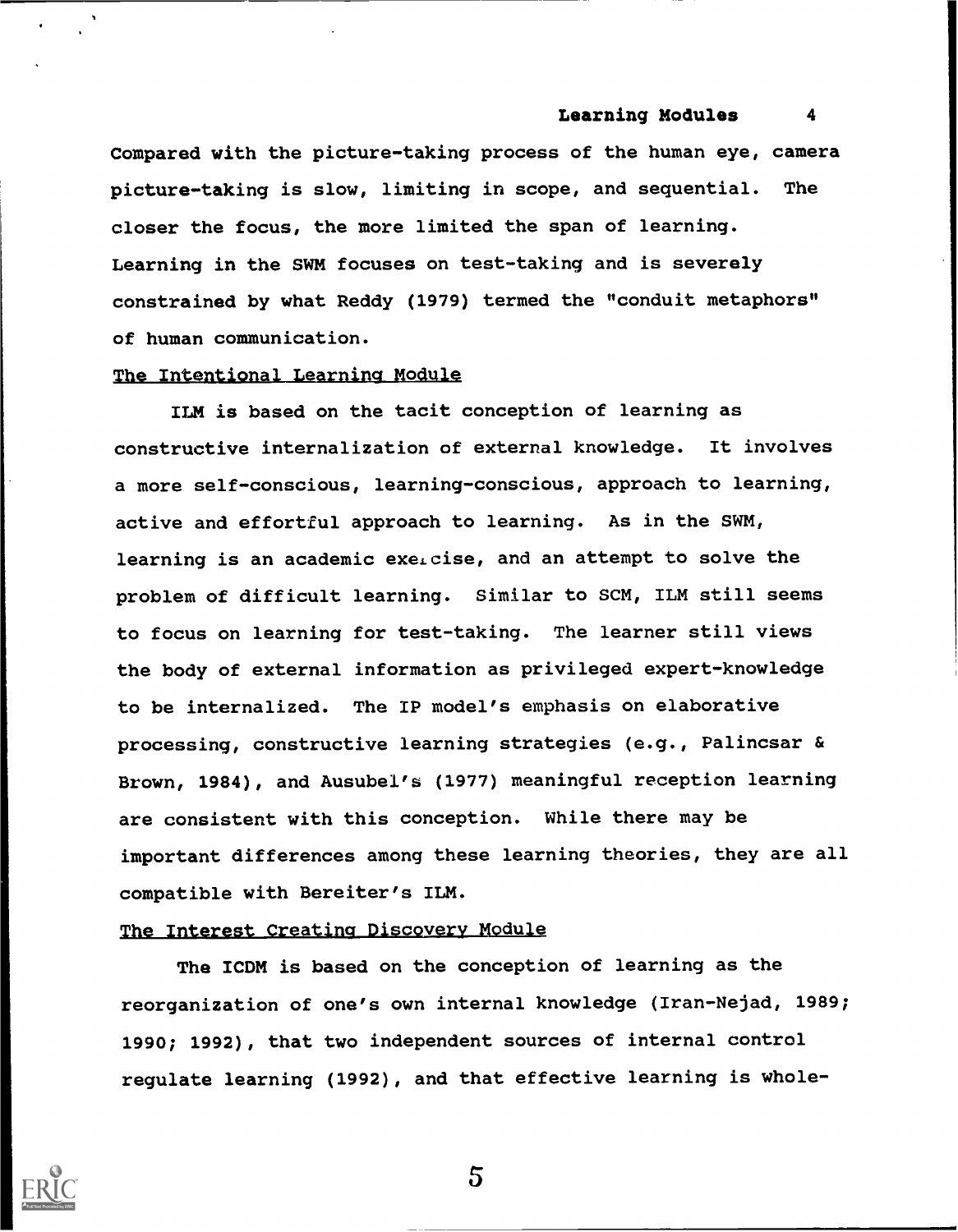Compared with the picture-taking process of the human eye, camera picture-taking is slow, limiting in scope, and sequential. The closer the focus, the more limited the span of learning. Learning in the SWM focuses on test-taking and is severely constrained by what Reddy (1979) termed the "conduit metaphors" of human communication.

## The Intentional Learning Module

ILM is based on the tacit conception of learning as constructive internalization of external knowledge. It involves a more self-conscious, learning-conscious, approach to learning, active and effortful approach to learning. As in the SWM, learning is an academic exercise, and an attempt to solve the problem of difficult learning. Similar to SCM, ILM still seems to focus on learning for test-taking. The learner still views the body of external information as privileged expert-knowledge to be internalized. The IP model's emphasis on elaborative processing, constructive learning strategies (e.g., Palincsar & Brown, 1984), and Ausubel's (1977) meaningful reception learning are consistent with this conception. While there may be important differences among these learning theories, they are all compatible with Bereiter's ILM.

## The Interest Creating Discovery Module

The ICDM is based on the conception of learning as the reorganization of one's own internal knowledge (Iran-Nejad, 1989; 1990; 1992), that two independent sources of internal control regulate learning (1992), and that effective learning is whole-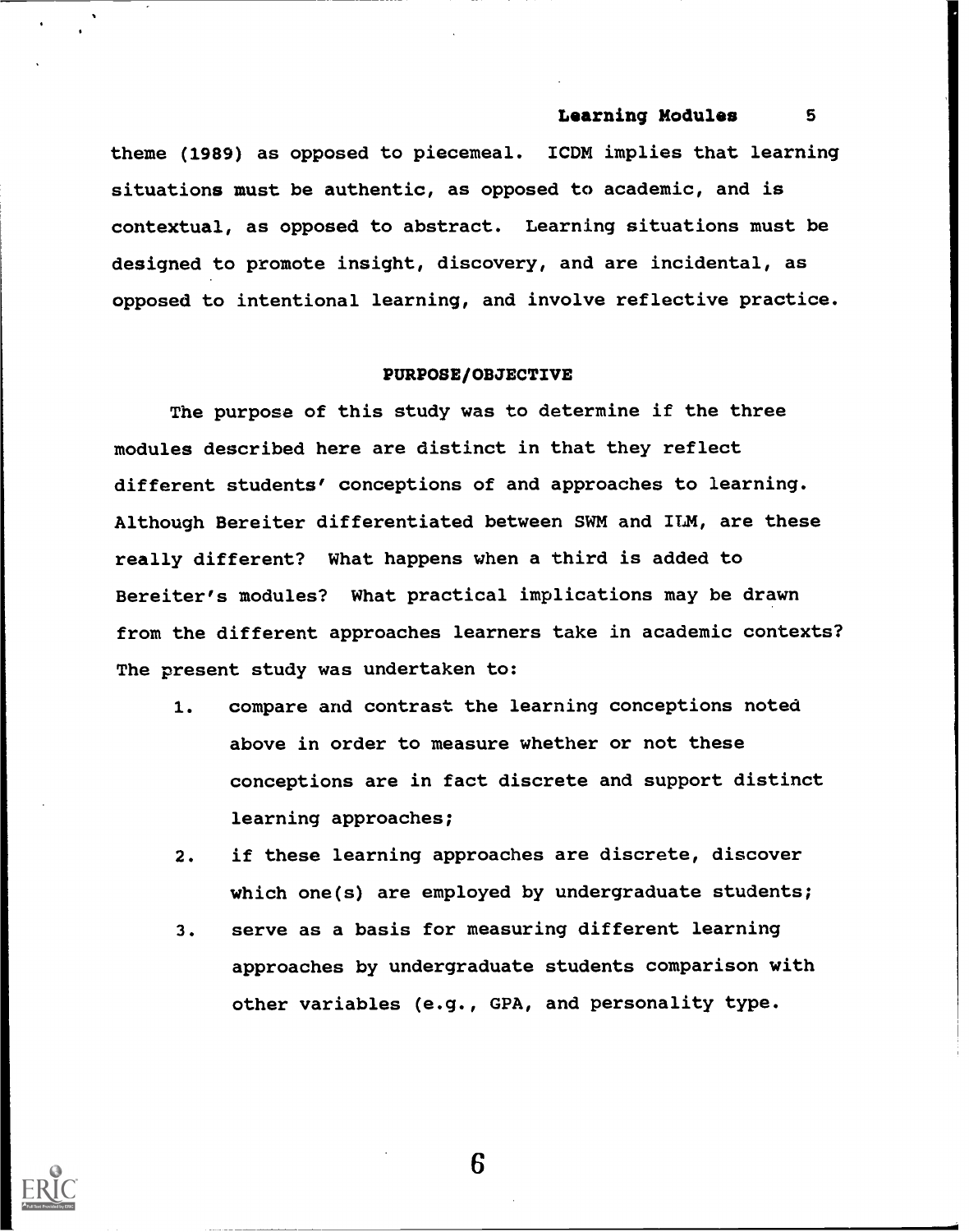theme (1989) as opposed to piecemeal. ICDM implies that learning situations must be authentic, as opposed to academic, and is contextual, as opposed to abstract. Learning situations must be designed to promote insight, discovery, and are incidental, as opposed to intentional learning, and involve reflective practice.

## PURPOSE/OBJECTIVE

The purpose of this study was to determine if the three modules described here are distinct in that they reflect different students' conceptions of and approaches to learning. Although Bereiter differentiated between SWM and ILM, are these really different? What happens when a third is added to Bereiter's modules? What practical implications may be drawn from the different approaches learners take in academic contexts? The present study was undertaken to:

1. compare and contrast the learning conceptions noted above in order to measure whether or not these conceptions are in fact discrete and support distinct learning approaches;
2. if these learning approaches are discrete, discover which one(s) are employed by undergraduate students;
3. serve as a basis for measuring different learning approaches by undergraduate students comparison with other variables (e.g., GPA, and personality type.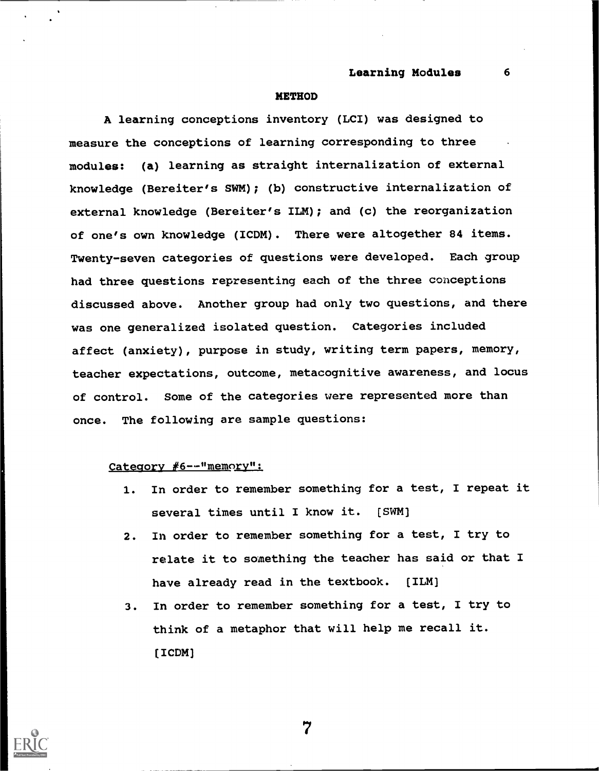## METHOD

A learning conceptions inventory (LCI) was designed to measure the conceptions of learning corresponding to three modules: (a) learning as straight internalization of external knowledge (Bereiter's SWM); (b) constructive internalization of external knowledge (Bereiter's ILM); and (c) the reorganization of one's own knowledge (ICDM). There were altogether 84 items. Twenty-seven categories of questions were developed. Each group had three questions representing each of the three conceptions discussed above. Another group had only two questions, and there was one generalized isolated question. Categories included affect (anxiety), purpose in study, writing term papers, memory, teacher expectations, outcome, metacognitive awareness, and locus of control. Some of the categories were represented more than once. The following are sample questions:

Category #6--"memory":

1. In order to remember something for a test, I repeat it several times until I know it. [SWM]
2. In order to remember something for a test, I try to relate it to something the teacher has said or that I have already read in the textbook. [ILM]
3. In order to remember something for a test, I try to think of a metaphor that will help me recall it. [ICDM]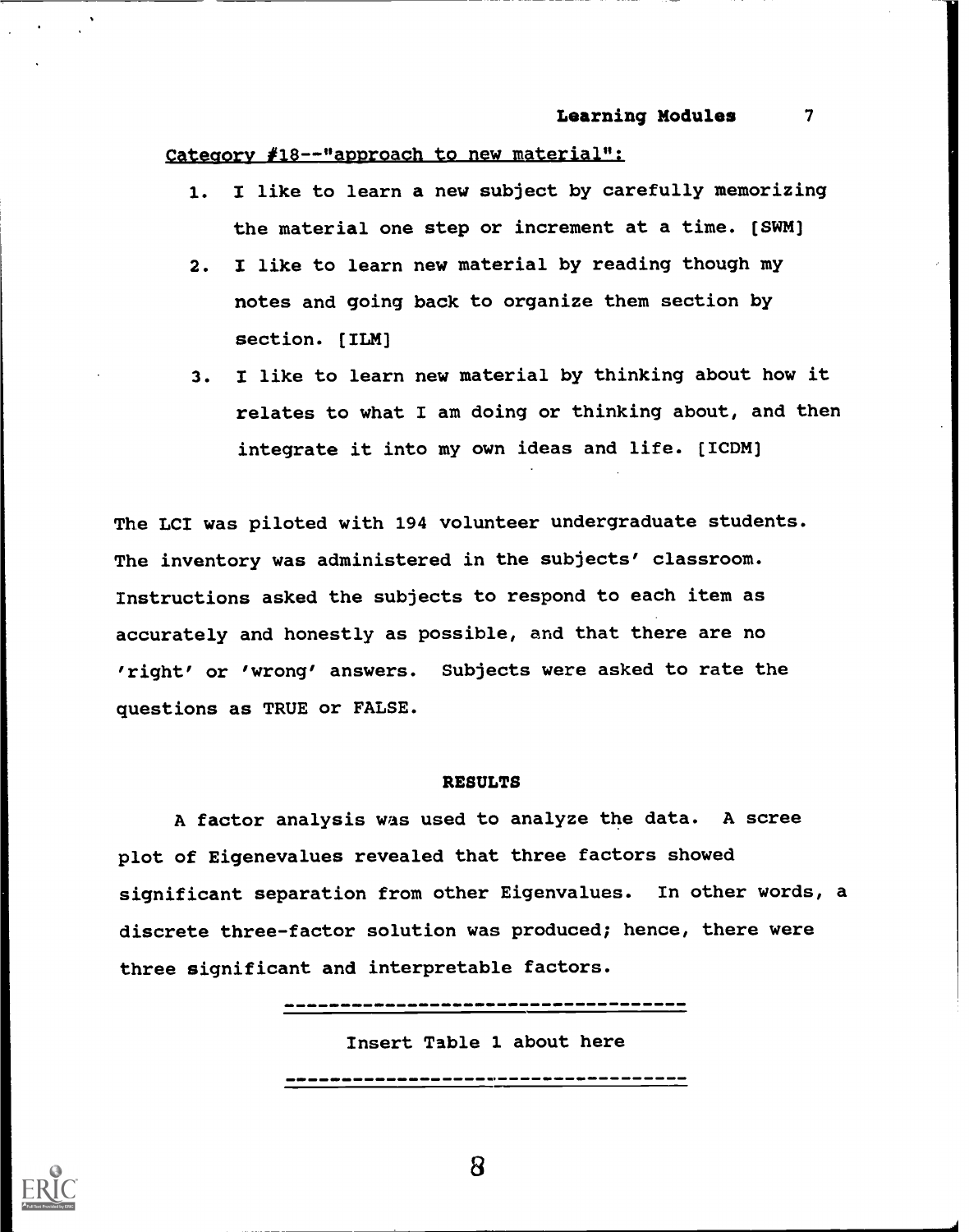<u>Category #18--"approach to new material":</u>

1. I like to learn a new subject by carefully memorizing the material one step or increment at a time. [SWM]
2. I like to learn new material by reading though my notes and going back to organize them section by section. [ILM]
3. I like to learn new material by thinking about how it relates to what I am doing or thinking about, and then integrate it into my own ideas and life. [ICDM]

The LCI was piloted with 194 volunteer undergraduate students. The inventory was administered in the subjects' classroom. Instructions asked the subjects to respond to each item as accurately and honestly as possible, and that there are no 'right' or 'wrong' answers. Subjects were asked to rate the questions as TRUE or FALSE.

## RESULTS

A factor analysis was used to analyze the data. A scree plot of Eigenevalues revealed that three factors showed significant separation from other Eigenvalues. In other words, a discrete three-factor solution was produced; hence, there were three significant and interpretable factors.

---

Insert Table 1 about here

---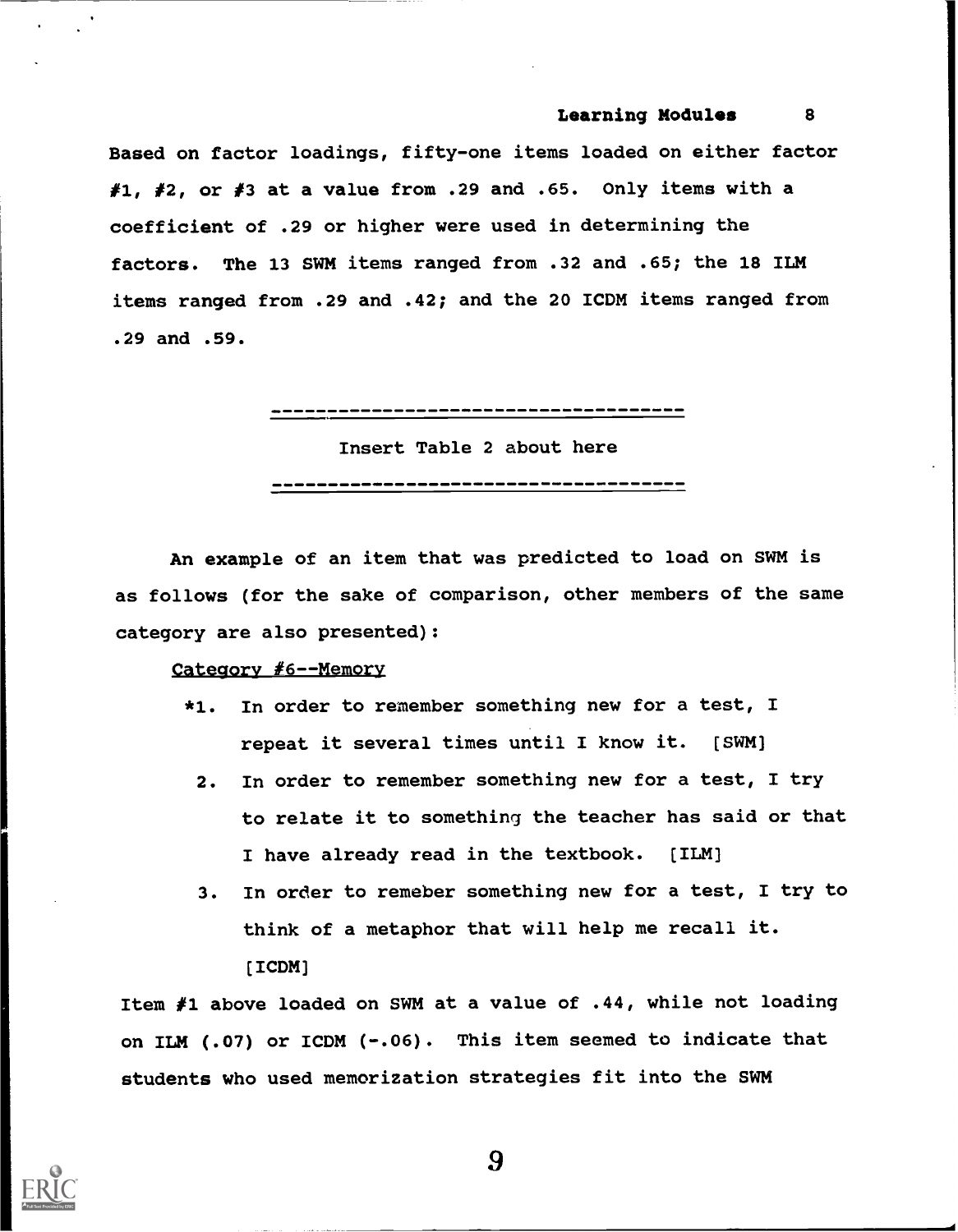Based on factor loadings, fifty-one items loaded on either factor #1, #2, or #3 at a value from .29 and .65. Only items with a coefficient of .29 or higher were used in determining the factors. The 13 SWM items ranged from .32 and .65; the 18 ILM items ranged from .29 and .42; and the 20 ICDM items ranged from .29 and .59.

---

Insert Table 2 about here

---

An example of an item that was predicted to load on SWM is as follows (for the sake of comparison, other members of the same category are also presented):

Category #6--Memory

*1. In order to remember something new for a test, I repeat it several times until I know it. [SWM]

2. In order to remember something new for a test, I try to relate it to something the teacher has said or that I have already read in the textbook. [ILM]

3. In order to remeber something new for a test, I try to think of a metaphor that will help me recall it. [ICDM]

Item #1 above loaded on SWM at a value of .44, while not loading on ILM (.07) or ICDM (-.06). This item seemed to indicate that students who used memorization strategies fit into the SWM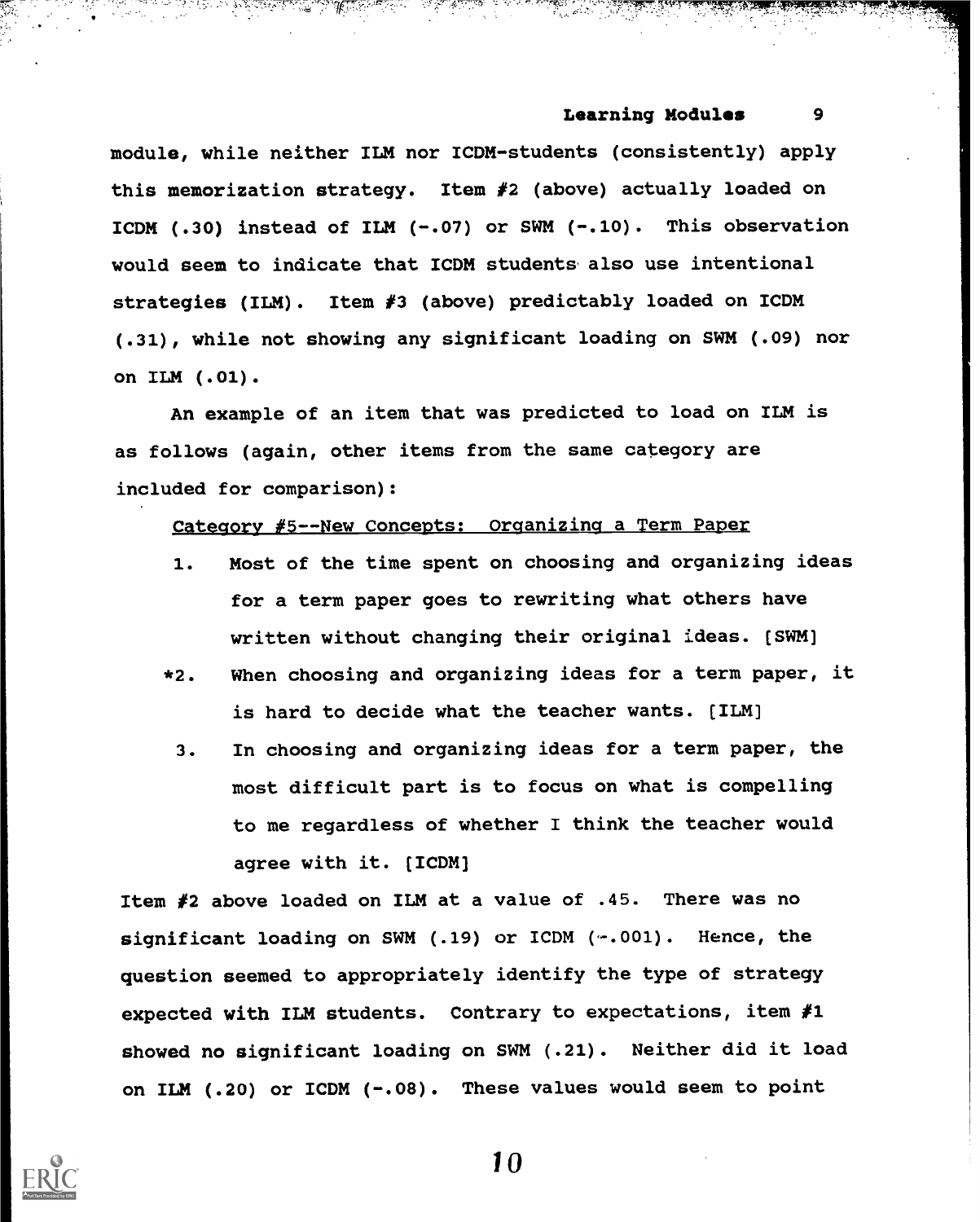module, while neither ILM nor ICDM-students (consistently) apply this memorization strategy. Item #2 (above) actually loaded on ICDM (.30) instead of ILM (-.07) or SWM (-.10). This observation would seem to indicate that ICDM students also use intentional strategies (ILM). Item #3 (above) predictably loaded on ICDM (.31), while not showing any significant loading on SWM (.09) nor on ILM (.01).

An example of an item that was predicted to load on ILM is as follows (again, other items from the same category are included for comparison):

<u>Category #5--New Concepts: Organizing a Term Paper</u>

1. Most of the time spent on choosing and organizing ideas for a term paper goes to rewriting what others have written without changing their original ideas. [SWM]

*2. When choosing and organizing ideas for a term paper, it is hard to decide what the teacher wants. [ILM]

3. In choosing and organizing ideas for a term paper, the most difficult part is to focus on what is compelling to me regardless of whether I think the teacher would agree with it. [ICDM]

Item #2 above loaded on ILM at a value of .45. There was no significant loading on SWM (.19) or ICDM (-.001). Hence, the question seemed to appropriately identify the type of strategy expected with ILM students. Contrary to expectations, item #1 showed no significant loading on SWM (.21). Neither did it load on ILM (.20) or ICDM (-.08). These values would seem to point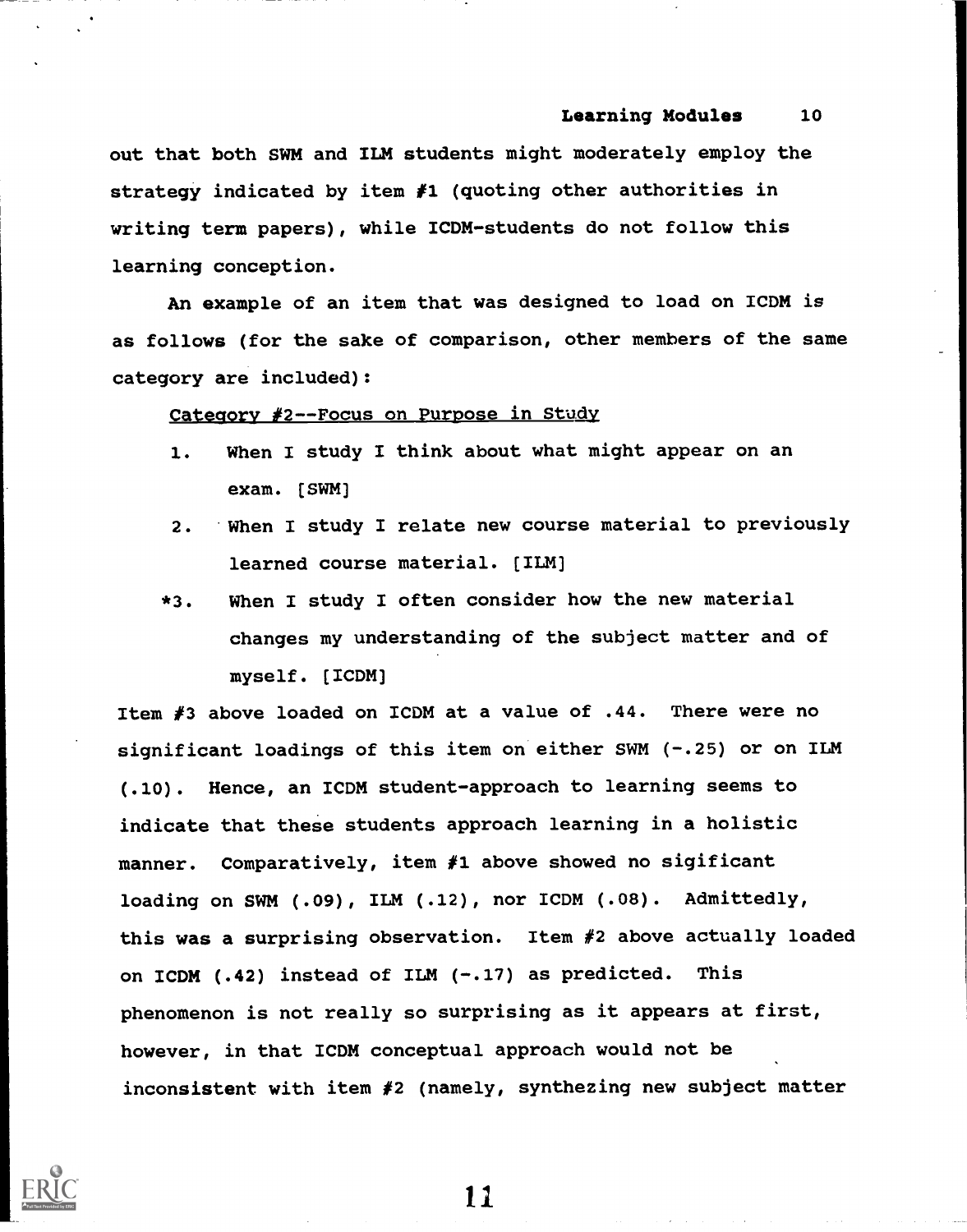out that both SWM and ILM students might moderately employ the strategy indicated by item #1 (quoting other authorities in writing term papers), while ICDM-students do not follow this learning conception.

An example of an item that was designed to load on ICDM is as follows (for the sake of comparison, other members of the same category are included):

<u>Category #2--Focus on Purpose in Study</u>

1. When I study I think about what might appear on an exam. [SWM]
2. When I study I relate new course material to previously learned course material. [ILM]

*3. When I study I often consider how the new material changes my understanding of the subject matter and of myself. [ICDM]

Item #3 above loaded on ICDM at a value of .44. There were no significant loadings of this item on either SWM (-.25) or on ILM (.10). Hence, an ICDM student-approach to learning seems to indicate that these students approach learning in a holistic manner. Comparatively, item #1 above showed no sigificant loading on SWM (.09), ILM (.12), nor ICDM (.08). Admittedly, this was a surprising observation. Item #2 above actually loaded on ICDM (.42) instead of ILM (-.17) as predicted. This phenomenon is not really so surprising as it appears at first, however, in that ICDM conceptual approach would not be inconsistent with item #2 (namely, synthezing new subject matter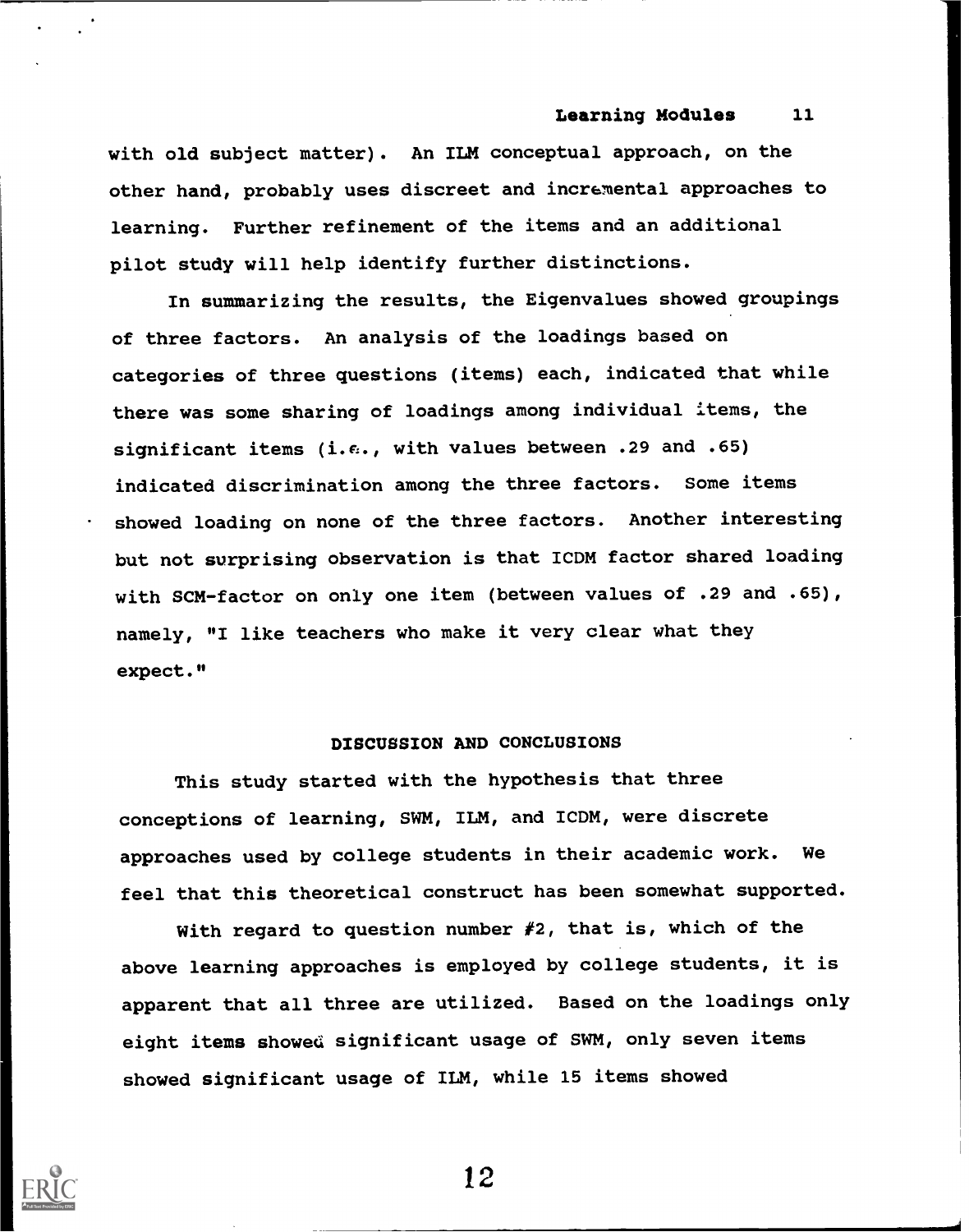with old subject matter). An ILM conceptual approach, on the other hand, probably uses discreet and incremental approaches to learning. Further refinement of the items and an additional pilot study will help identify further distinctions.

In summarizing the results, the Eigenvalues showed groupings of three factors. An analysis of the loadings based on categories of three questions (items) each, indicated that while there was some sharing of loadings among individual items, the significant items (i.e., with values between .29 and .65) indicated discrimination among the three factors. Some items showed loading on none of the three factors. Another interesting but not surprising observation is that ICDM factor shared loading with SCM-factor on only one item (between values of .29 and .65), namely, "I like teachers who make it very clear what they expect."

## DISCUSSION AND CONCLUSIONS

This study started with the hypothesis that three conceptions of learning, SWM, ILM, and ICDM, were discrete approaches used by college students in their academic work. We feel that this theoretical construct has been somewhat supported.

With regard to question number #2, that is, which of the above learning approaches is employed by college students, it is apparent that all three are utilized. Based on the loadings only eight items showed significant usage of SWM, only seven items showed significant usage of ILM, while 15 items showed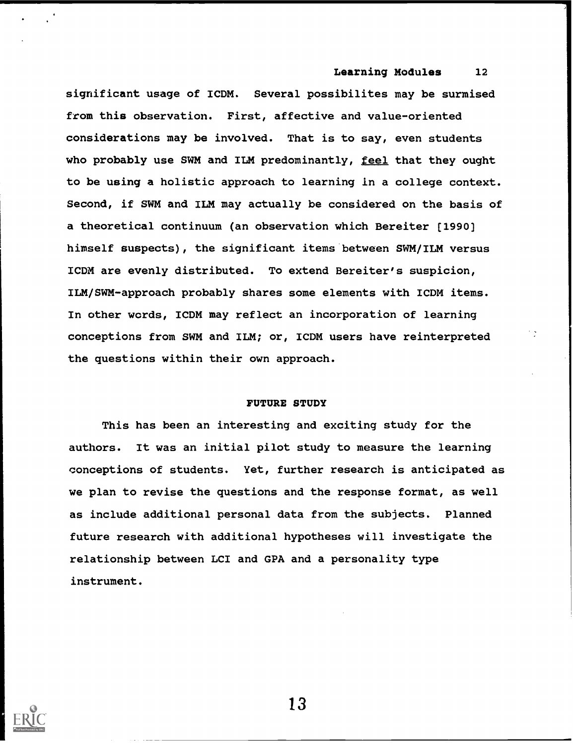significant usage of ICDM. Several possibilites may be surmised from this observation. First, affective and value-oriented considerations may be involved. That is to say, even students who probably use SWM and ILM predominantly, <u>feel</u> that they ought to be using a holistic approach to learning in a college context. Second, if SWM and ILM may actually be considered on the basis of a theoretical continuum (an observation which Bereiter [1990] himself suspects), the significant items between SWM/ILM versus ICDM are evenly distributed. To extend Bereiter's suspicion, ILM/SWM-approach probably shares some elements with ICDM items. In other words, ICDM may reflect an incorporation of learning conceptions from SWM and ILM; or, ICDM users have reinterpreted the questions within their own approach.

## FUTURE STUDY

This has been an interesting and exciting study for the authors. It was an initial pilot study to measure the learning conceptions of students. Yet, further research is anticipated as we plan to revise the questions and the response format, as well as include additional personal data from the subjects. Planned future research with additional hypotheses will investigate the relationship between LCI and GPA and a personality type instrument.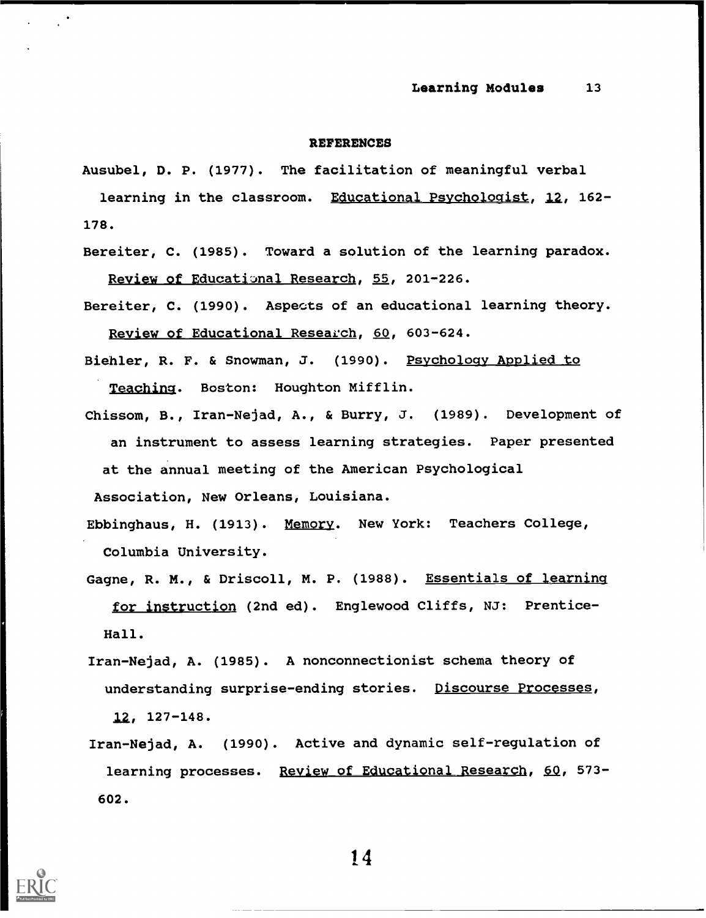## REFERENCES

Ausubel, D. P. (1977). The facilitation of meaningful verbal learning in the classroom. *Educational Psychologist*, *12*, 162-178.

Bereiter, C. (1985). Toward a solution of the learning paradox. *Review of Educational Research*, *55*, 201-226.

Bereiter, C. (1990). Aspects of an educational learning theory. *Review of Educational Research*, *60*, 603-624.

Biehler, R. F. & Snowman, J. (1990). *Psychology Applied to Teaching*. Boston: Houghton Mifflin.

Chissom, B., Iran-Nejad, A., & Burry, J. (1989). Development of an instrument to assess learning strategies. Paper presented at the annual meeting of the American Psychological Association, New Orleans, Louisiana.

Ebbinghaus, H. (1913). *Memory*. New York: Teachers College, Columbia University.

Gagne, R. M., & Driscoll, M. P. (1988). *Essentials of learning for instruction* (2nd ed). Englewood Cliffs, NJ: Prentice-Hall.

Iran-Nejad, A. (1985). A nonconnectionist schema theory of understanding surprise-ending stories. *Discourse Processes*, *12*, 127-148.

Iran-Nejad, A. (1990). Active and dynamic self-regulation of learning processes. *Review of Educational Research*, *60*, 573-602.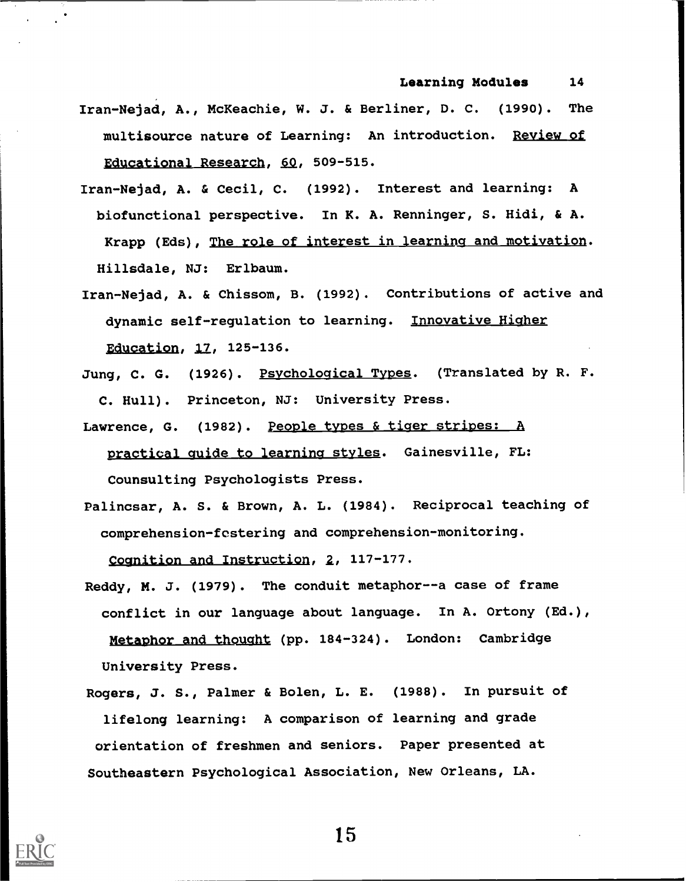Iran-Nejad, A., McKeachie, W. J. & Berliner, D. C. (1990). The multisource nature of Learning: An introduction. *Review of Educational Research*, *60*, 509-515.

Iran-Nejad, A. & Cecil, C. (1992). Interest and learning: A biofunctional perspective. In K. A. Renninger, S. Hidi, & A. Krapp (Eds), *The role of interest in learning and motivation*. Hillsdale, NJ: Erlbaum.

Iran-Nejad, A. & Chissom, B. (1992). Contributions of active and dynamic self-regulation to learning. *Innovative Higher Education*, *17*, 125-136.

Jung, C. G. (1926). *Psychological Types*. (Translated by R. F. C. Hull). Princeton, NJ: University Press.

Lawrence, G. (1982). *People types & tiger stripes: A practical guide to learning styles*. Gainesville, FL: Counsulting Psychologists Press.

Palincsar, A. S. & Brown, A. L. (1984). Reciprocal teaching of comprehension-fostering and comprehension-monitoring. *Cognition and Instruction*, *2*, 117-177.

Reddy, M. J. (1979). The conduit metaphor--a case of frame conflict in our language about language. In A. Ortony (Ed.), *Metaphor and thought* (pp. 184-324). London: Cambridge University Press.

Rogers, J. S., Palmer & Bolen, L. E. (1988). In pursuit of lifelong learning: A comparison of learning and grade orientation of freshmen and seniors. Paper presented at Southeastern Psychological Association, New Orleans, LA.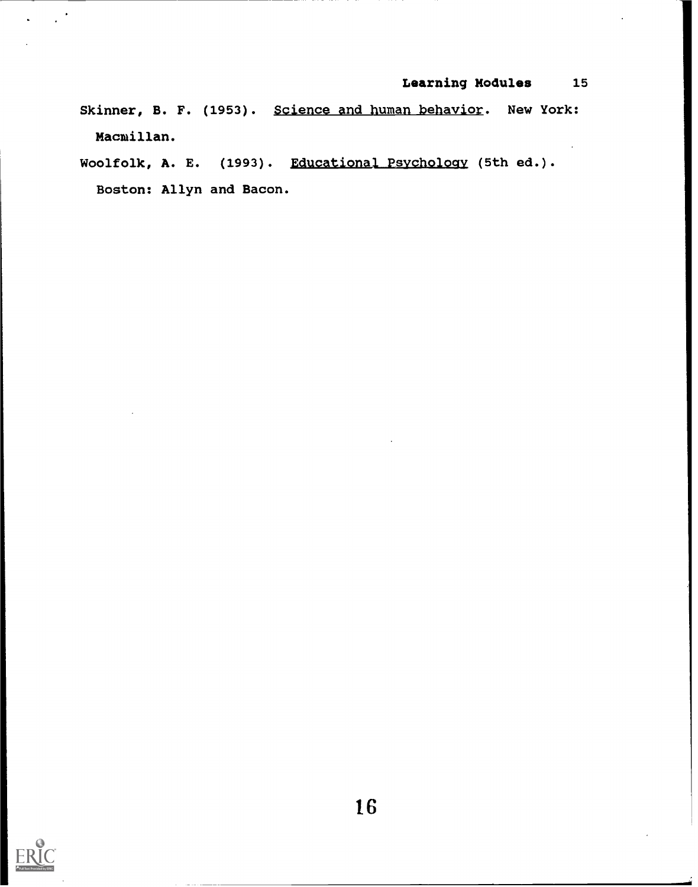Skinner, B. F. (1953). Science and human behavior. New York: Macmillan.

Woolfolk, A. E. (1993). Educational Psychology (5th ed.). Boston: Allyn and Bacon.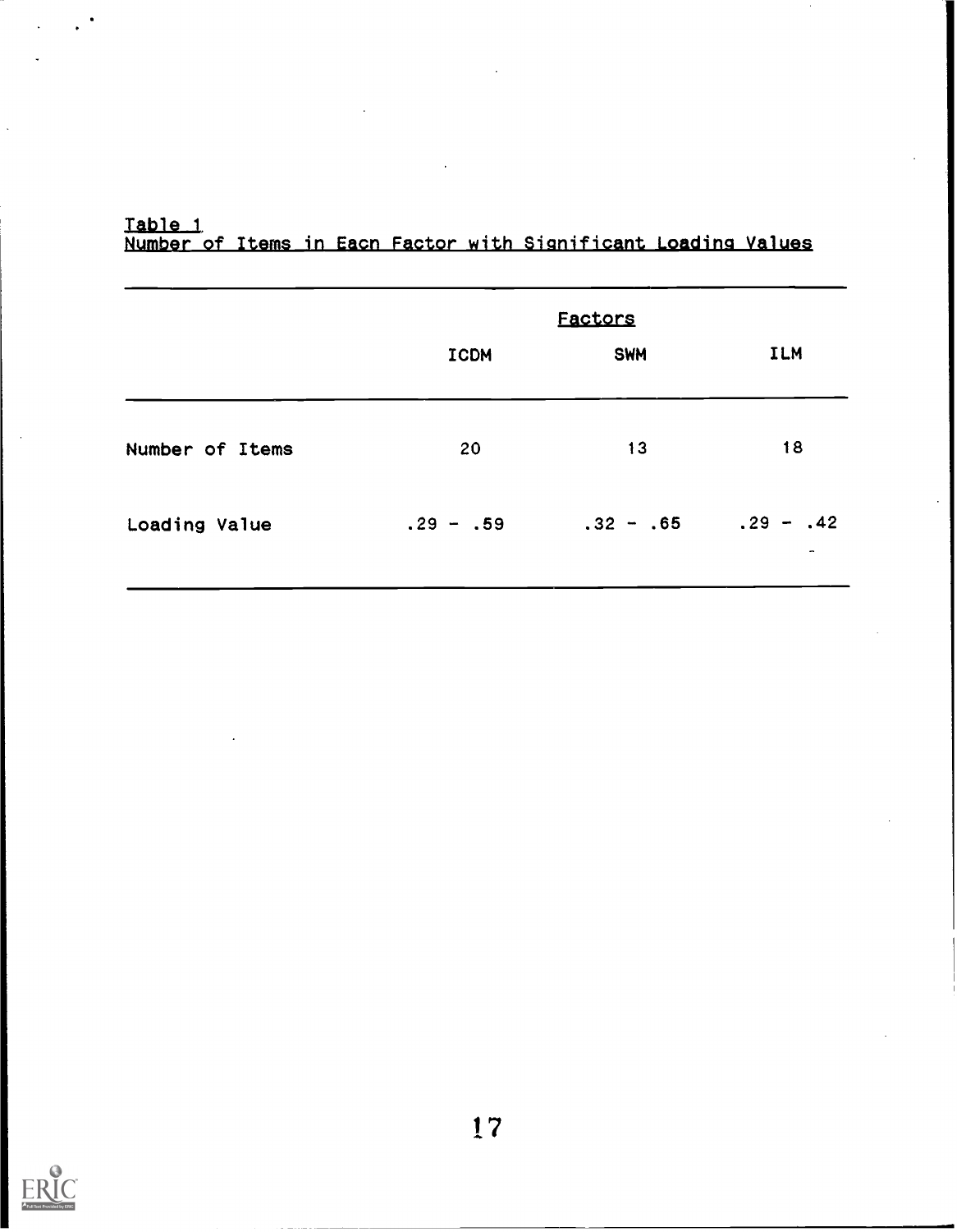Table 1
Number of Items in Eacn Factor with Significant Loading Values

| | Factors | | |
|---|---|---|---|
| | ICDM | SWM | ILM |
| Number of Items | 20 | 13 | 18 |
| Loading Value | .29 - .59 | .32 - .65 | .29 - .42 |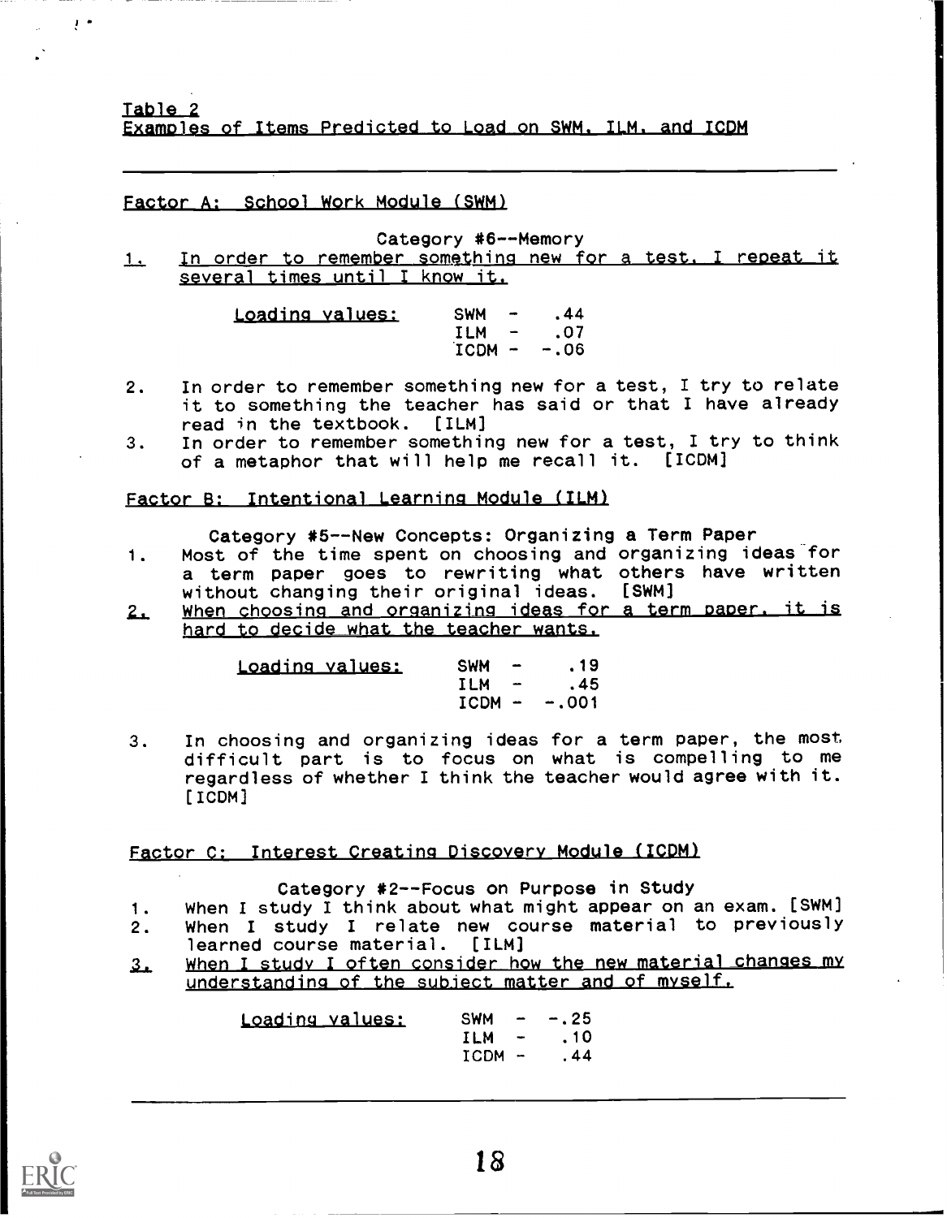Table 2
Examples of Items Predicted to Load on SWM, ILM, and ICDM

Factor A: School Work Module (SWM)

Category #6--Memory

1. In order to remember something new for a test, I repeat it several times until I know it.

   Loading values: SWM - .44
   ILM - .07
   ICDM - -.06

2. In order to remember something new for a test, I try to relate it to something the teacher has said or that I have already read in the textbook. [ILM]
3. In order to remember something new for a test, I try to think of a metaphor that will help me recall it. [ICDM]

Factor B: Intentional Learning Module (ILM)

Category #5--New Concepts: Organizing a Term Paper

1. Most of the time spent on choosing and organizing ideas for a term paper goes to rewriting what others have written without changing their original ideas. [SWM]
2. When choosing and organizing ideas for a term paper, it is hard to decide what the teacher wants.

   Loading values: SWM - .19
   ILM - .45
   ICDM - -.001

3. In choosing and organizing ideas for a term paper, the most difficult part is to focus on what is compelling to me regardless of whether I think the teacher would agree with it. [ICDM]

Factor C: Interest Creating Discovery Module (ICDM)

Category #2--Focus on Purpose in Study

1. When I study I think about what might appear on an exam. [SWM]
2. When I study I relate new course material to previously learned course material. [ILM]
3. When I study I often consider how the new material changes my understanding of the subject matter and of myself.

   Loading values: SWM - -.25
   ILM - .10
   ICDM - .44